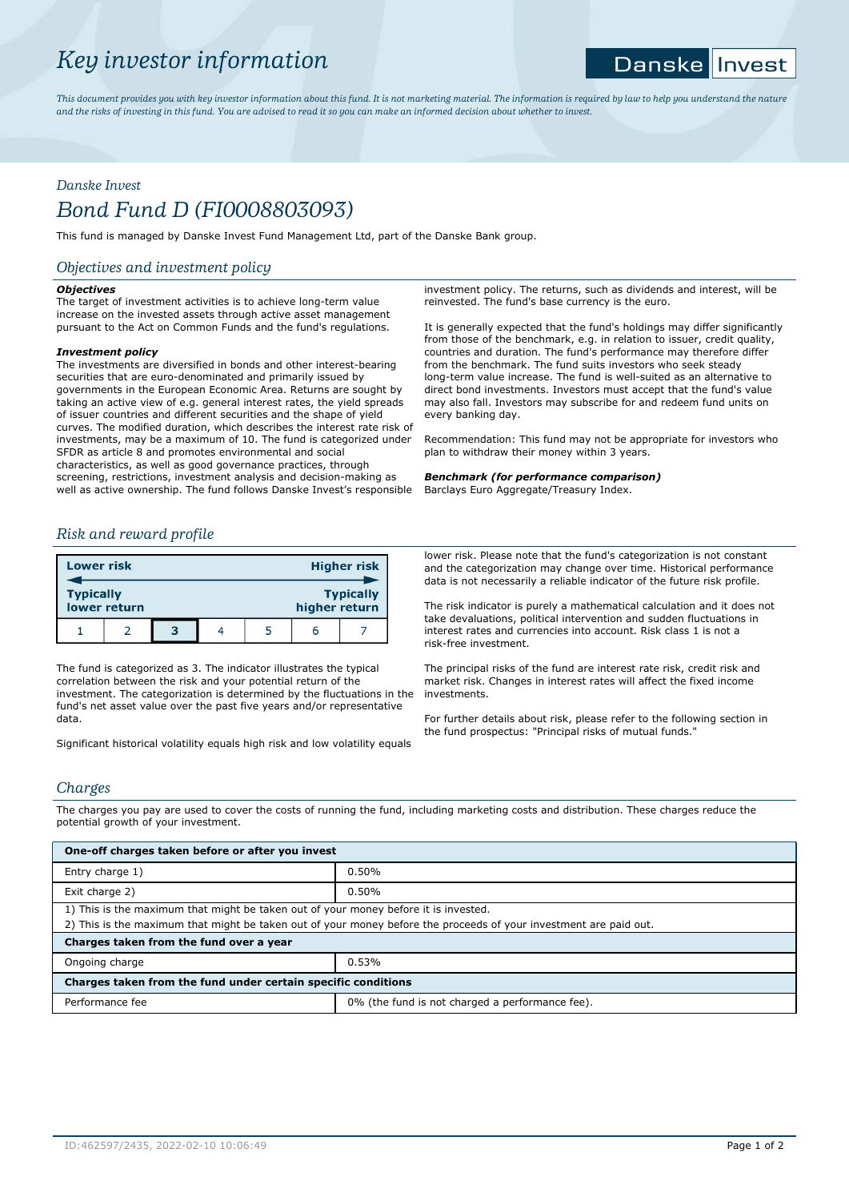# Key investor information

Danske Invest

*This document provides you with key investor information about this fund. It is not marketing material. The information is required by law to help you understand the nature and the risks of investing in this fund. You are advised to read it so you can make an informed decision about whether to invest.*

*Danske Invest*

# Bond Fund D (FI0008803093)

This fund is managed by Danske Invest Fund Management Ltd, part of the Danske Bank group.

## Objectives and investment policy

***Objectives***

The target of investment activities is to achieve long-term value increase on the invested assets through active asset management pursuant to the Act on Common Funds and the fund's regulations.

***Investment policy***

The investments are diversified in bonds and other interest-bearing securities that are euro-denominated and primarily issued by governments in the European Economic Area. Returns are sought by taking an active view of e.g. general interest rates, the yield spreads of issuer countries and different securities and the shape of yield curves. The modified duration, which describes the interest rate risk of investments, may be a maximum of 10. The fund is categorized under SFDR as article 8 and promotes environmental and social characteristics, as well as good governance practices, through screening, restrictions, investment analysis and decision-making as well as active ownership. The fund follows Danske Invest's responsible investment policy. The returns, such as dividends and interest, will be reinvested. The fund's base currency is the euro.

It is generally expected that the fund's holdings may differ significantly from those of the benchmark, e.g. in relation to issuer, credit quality, countries and duration. The fund's performance may therefore differ from the benchmark. The fund suits investors who seek steady long-term value increase. The fund is well-suited as an alternative to direct bond investments. Investors must accept that the fund's value may also fall. Investors may subscribe for and redeem fund units on every banking day.

Recommendation: This fund may not be appropriate for investors who plan to withdraw their money within 3 years.

***Benchmark (for performance comparison)***

Barclays Euro Aggregate/Treasury Index.

## Risk and reward profile

| **Lower risk** | | | | | | **Higher risk** |
|---|---|---|---|---|---|---|
| **Typically lower return** | | | | | | **Typically higher return** |
| 1 | 2 | **3** | 4 | 5 | 6 | 7 |

The fund is categorized as 3. The indicator illustrates the typical correlation between the risk and your potential return of the investment. The categorization is determined by the fluctuations in the fund's net asset value over the past five years and/or representative data.

Significant historical volatility equals high risk and low volatility equals lower risk. Please note that the fund's categorization is not constant and the categorization may change over time. Historical performance data is not necessarily a reliable indicator of the future risk profile.

The risk indicator is purely a mathematical calculation and it does not take devaluations, political intervention and sudden fluctuations in interest rates and currencies into account. Risk class 1 is not a risk-free investment.

The principal risks of the fund are interest rate risk, credit risk and market risk. Changes in interest rates will affect the fixed income investments.

For further details about risk, please refer to the following section in the fund prospectus: "Principal risks of mutual funds."

## Charges

The charges you pay are used to cover the costs of running the fund, including marketing costs and distribution. These charges reduce the potential growth of your investment.

| **One-off charges taken before or after you invest** | |
|---|---|
| Entry charge 1) | 0.50% |
| Exit charge 2) | 0.50% |
| 1) This is the maximum that might be taken out of your money before it is invested.<br>2) This is the maximum that might be taken out of your money before the proceeds of your investment are paid out. | |
| **Charges taken from the fund over a year** | |
| Ongoing charge | 0.53% |
| **Charges taken from the fund under certain specific conditions** | |
| Performance fee | 0% (the fund is not charged a performance fee). |

ID:462597/2435, 2022-02-10 10:06:49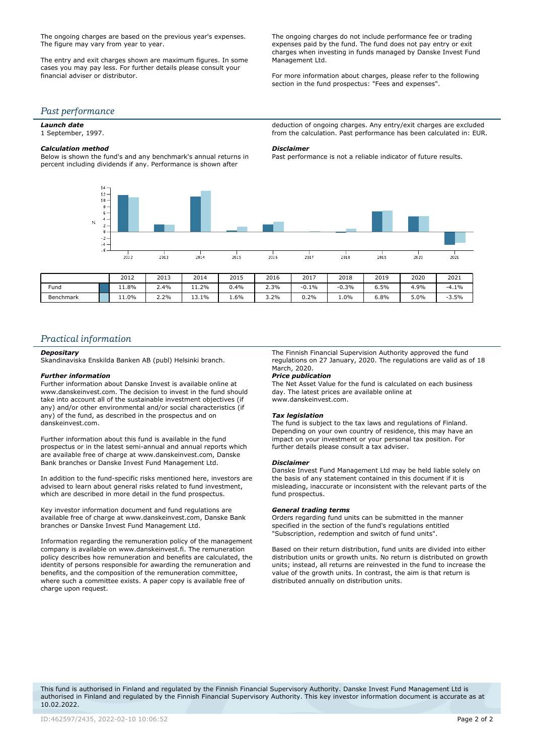The ongoing charges are based on the previous year's expenses. The figure may vary from year to year.

The entry and exit charges shown are maximum figures. In some cases you may pay less. For further details please consult your financial adviser or distributor.

The ongoing charges do not include performance fee or trading expenses paid by the fund. The fund does not pay entry or exit charges when investing in funds managed by Danske Invest Fund Management Ltd.

For more information about charges, please refer to the following section in the fund prospectus: "Fees and expenses".

## *Past performance*

***Launch date***
1 September, 1997.

***Calculation method***
Below is shown the fund's and any benchmark's annual returns in percent including dividends if any. Performance is shown after deduction of ongoing charges. Any entry/exit charges are excluded from the calculation. Past performance has been calculated in: EUR.

***Disclaimer***
Past performance is not a reliable indicator of future results.

14
12
10
8
6
4
2
0
-2
-4
-6
%
2012 2013 2014 2015 2016 2017 2018 2019 2020 2021

| | 2012 | 2013 | 2014 | 2015 | 2016 | 2017 | 2018 | 2019 | 2020 | 2021 |
|---|---|---|---|---|---|---|---|---|---|---|
| Fund | 11.8% | 2.4% | 11.2% | 0.4% | 2.3% | -0.1% | -0.3% | 6.5% | 4.9% | -4.1% |
| Benchmark | 11.0% | 2.2% | 13.1% | 1.6% | 3.2% | 0.2% | 1.0% | 6.8% | 5.0% | -3.5% |

## *Practical information*

***Depositary***
Skandinaviska Enskilda Banken AB (publ) Helsinki branch.

***Further information***
Further information about Danske Invest is available online at www.danskeinvest.com. The decision to invest in the fund should take into account all of the sustainable investment objectives (if any) and/or other environmental and/or social characteristics (if any) of the fund, as described in the prospectus and on danskeinvest.com.

Further information about this fund is available in the fund prospectus or in the latest semi-annual and annual reports which are available free of charge at www.danskeinvest.com, Danske Bank branches or Danske Invest Fund Management Ltd.

In addition to the fund-specific risks mentioned here, investors are advised to learn about general risks related to fund investment, which are described in more detail in the fund prospectus.

Key investor information document and fund regulations are available free of charge at www.danskeinvest.com, Danske Bank branches or Danske Invest Fund Management Ltd.

Information regarding the remuneration policy of the management company is available on www.danskeinvest.fi. The remuneration policy describes how remuneration and benefits are calculated, the identity of persons responsible for awarding the remuneration and benefits, and the composition of the remuneration committee, where such a committee exists. A paper copy is available free of charge upon request.

The Finnish Financial Supervision Authority approved the fund regulations on 27 January, 2020. The regulations are valid as of 18 March, 2020.

***Price publication***
The Net Asset Value for the fund is calculated on each business day. The latest prices are available online at www.danskeinvest.com.

***Tax legislation***
The fund is subject to the tax laws and regulations of Finland. Depending on your own country of residence, this may have an impact on your investment or your personal tax position. For further details please consult a tax adviser.

***Disclaimer***
Danske Invest Fund Management Ltd may be held liable solely on the basis of any statement contained in this document if it is misleading, inaccurate or inconsistent with the relevant parts of the fund prospectus.

***General trading terms***
Orders regarding fund units can be submitted in the manner specified in the section of the fund's regulations entitled "Subscription, redemption and switch of fund units".

Based on their return distribution, fund units are divided into either distribution units or growth units. No return is distributed on growth units; instead, all returns are reinvested in the fund to increase the value of the growth units. In contrast, the aim is that return is distributed annually on distribution units.

This fund is authorised in Finland and regulated by the Finnish Financial Supervisory Authority. Danske Invest Fund Management Ltd is authorised in Finland and regulated by the Finnish Financial Supervisory Authority. This key investor information document is accurate as at 10.02.2022.

ID:462597/2435, 2022-02-10 10:06:52